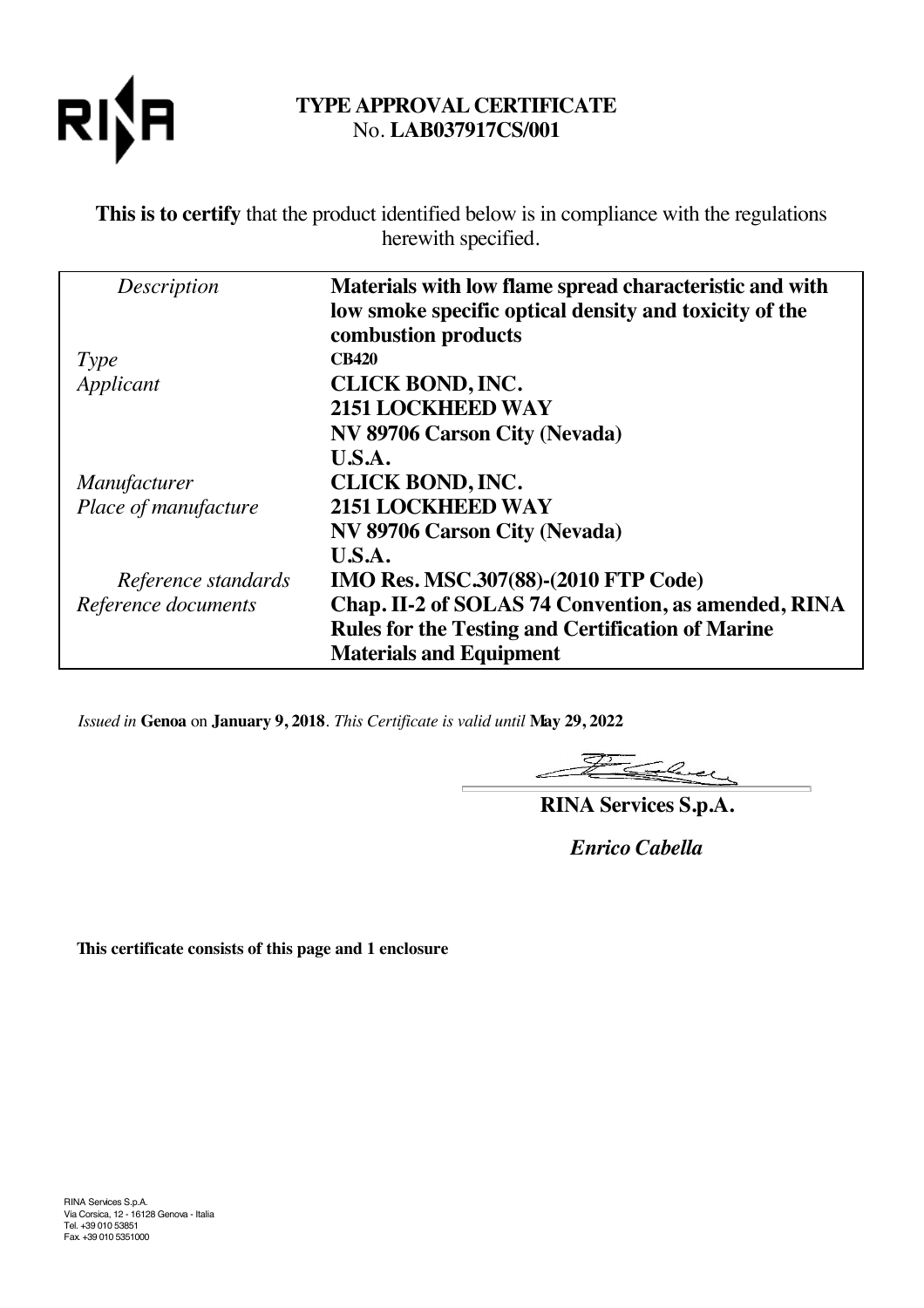# TYPE APPROVAL CERTIFICATE

No. **LAB037917CS/001**

**This is to certify** that the product identified below is in compliance with the regulations herewith specified.

| | |
|---|---|
| *Description* | **Materials with low flame spread characteristic and with low smoke specific optical density and toxicity of the combustion products** |
| *Type* | **CB420** |
| *Applicant* | **CLICK BOND, INC.**<br>**2151 LOCKHEED WAY**<br>**NV 89706 Carson City (Nevada)**<br>**U.S.A.** |
| *Manufacturer*<br>*Place of manufacture* | **CLICK BOND, INC.**<br>**2151 LOCKHEED WAY**<br>**NV 89706 Carson City (Nevada)**<br>**U.S.A.** |
| *Reference standards* | **IMO Res. MSC.307(88)-(2010 FTP Code)** |
| *Reference documents* | **Chap. II-2 of SOLAS 74 Convention, as amended, RINA Rules for the Testing and Certification of Marine Materials and Equipment** |

*Issued in* **Genoa** on **January 9, 2018**. *This Certificate is valid until* **May 29, 2022**

**RINA Services S.p.A.**

*Enrico Cabella*

**This certificate consists of this page and 1 enclosure**

RINA Services S.p.A.
Via Corsica, 12 - 16128 Genova - Italia
Tel. +39 010 53851
Fax. +39 010 5351000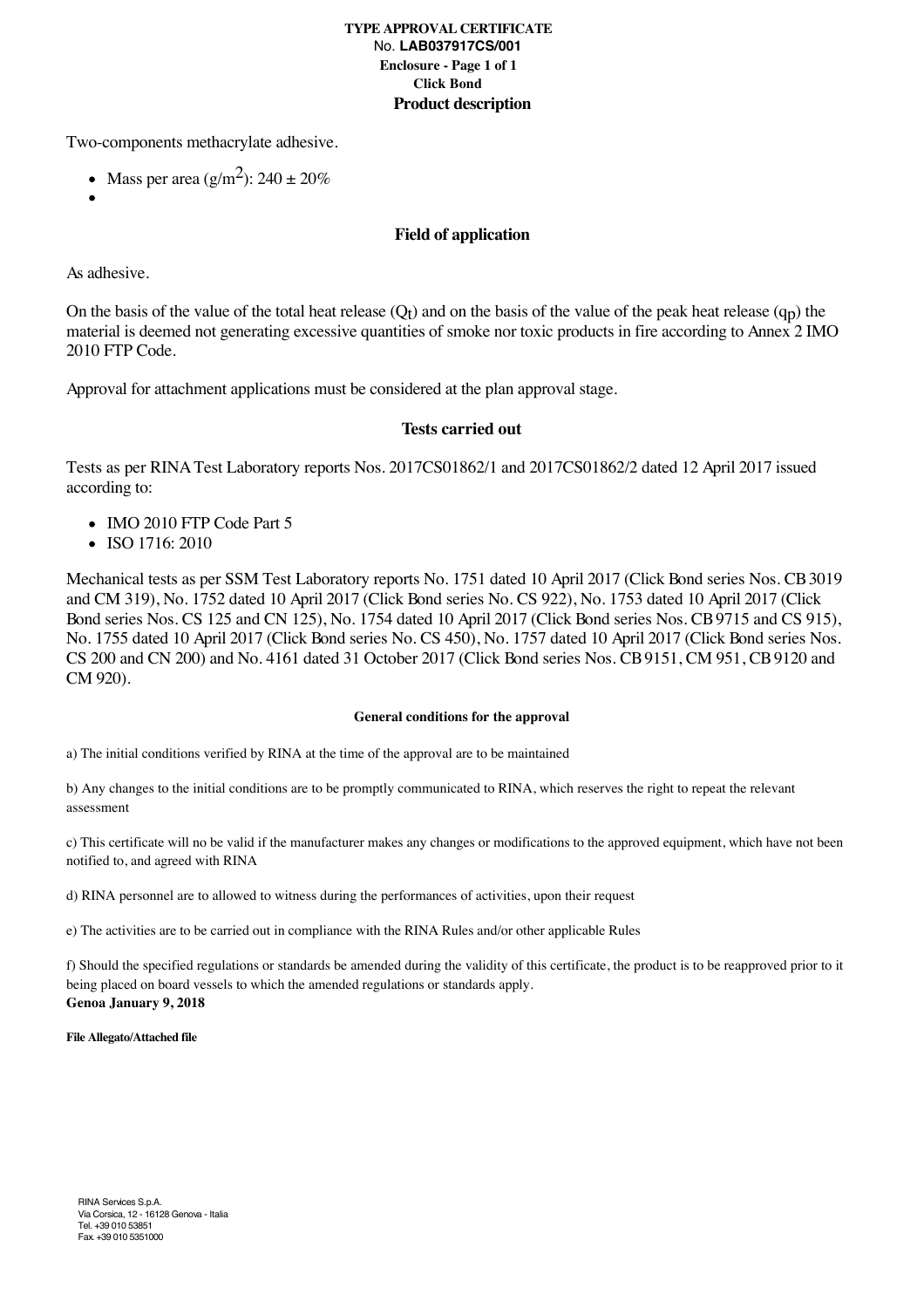**TYPE APPROVAL CERTIFICATE**
No. **LAB037917CS/001**
**Enclosure - Page 1 of 1**
**Click Bond**

## Product description

Two-components methacrylate adhesive.

- Mass per area ($g/m^2$): 240 ± 20%
- 

## Field of application

As adhesive.

On the basis of the value of the total heat release ($Q_t$) and on the basis of the value of the peak heat release ($q_p$) the material is deemed not generating excessive quantities of smoke nor toxic products in fire according to Annex 2 IMO 2010 FTP Code.

Approval for attachment applications must be considered at the plan approval stage.

## Tests carried out

Tests as per RINA Test Laboratory reports Nos. 2017CS01862/1 and 2017CS01862/2 dated 12 April 2017 issued according to:

- IMO 2010 FTP Code Part 5
- ISO 1716: 2010

Mechanical tests as per SSM Test Laboratory reports No. 1751 dated 10 April 2017 (Click Bond series Nos. CB 3019 and CM 319), No. 1752 dated 10 April 2017 (Click Bond series No. CS 922), No. 1753 dated 10 April 2017 (Click Bond series Nos. CS 125 and CN 125), No. 1754 dated 10 April 2017 (Click Bond series Nos. CB 9715 and CS 915), No. 1755 dated 10 April 2017 (Click Bond series No. CS 450), No. 1757 dated 10 April 2017 (Click Bond series Nos. CS 200 and CN 200) and No. 4161 dated 31 October 2017 (Click Bond series Nos. CB 9151, CM 951, CB 9120 and CM 920).

#### General conditions for the approval

a) The initial conditions verified by RINA at the time of the approval are to be maintained

b) Any changes to the initial conditions are to be promptly communicated to RINA, which reserves the right to repeat the relevant assessment

c) This certificate will no be valid if the manufacturer makes any changes or modifications to the approved equipment, which have not been notified to, and agreed with RINA

d) RINA personnel are to allowed to witness during the performances of activities, upon their request

e) The activities are to be carried out in compliance with the RINA Rules and/or other applicable Rules

f) Should the specified regulations or standards be amended during the validity of this certificate, the product is to be reapproved prior to it being placed on board vessels to which the amended regulations or standards apply.

**Genoa January 9, 2018**

**File Allegato/Attached file**

RINA Services S.p.A.
Via Corsica, 12 - 16128 Genova - Italia
Tel. +39 010 53851
Fax +39 010 5351000